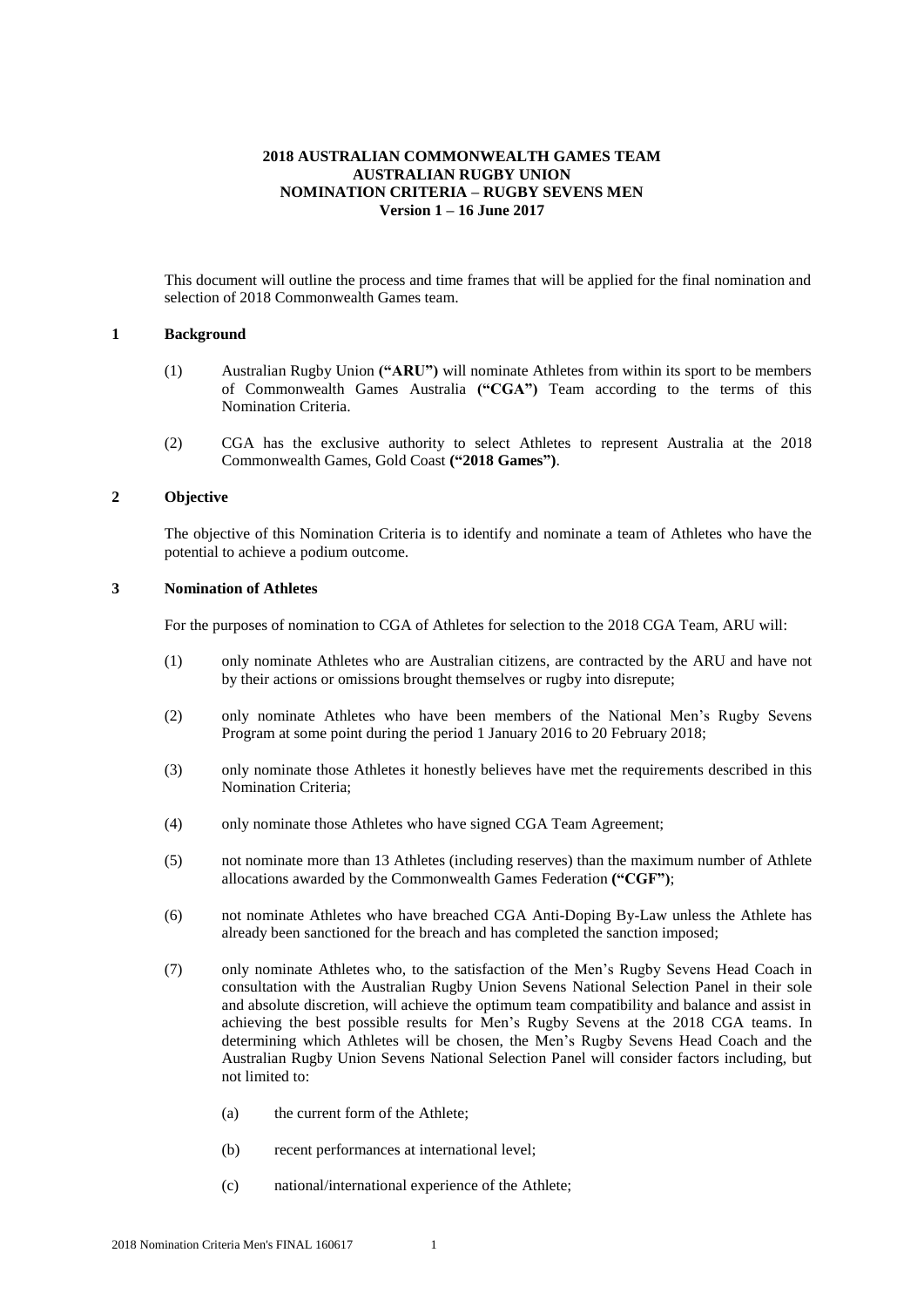**2018 AUSTRALIAN COMMONWEALTH GAMES TEAM**
**AUSTRALIAN RUGBY UNION**
**NOMINATION CRITERIA – RUGBY SEVENS MEN**
**Version 1 – 16 June 2017**

This document will outline the process and time frames that will be applied for the final nomination and selection of 2018 Commonwealth Games team.

## 1 Background

(1) Australian Rugby Union **("ARU")** will nominate Athletes from within its sport to be members of Commonwealth Games Australia **("CGA")** Team according to the terms of this Nomination Criteria.

(2) CGA has the exclusive authority to select Athletes to represent Australia at the 2018 Commonwealth Games, Gold Coast **("2018 Games")**.

## 2 Objective

The objective of this Nomination Criteria is to identify and nominate a team of Athletes who have the potential to achieve a podium outcome.

## 3 Nomination of Athletes

For the purposes of nomination to CGA of Athletes for selection to the 2018 CGA Team, ARU will:

(1) only nominate Athletes who are Australian citizens, are contracted by the ARU and have not by their actions or omissions brought themselves or rugby into disrepute;

(2) only nominate Athletes who have been members of the National Men's Rugby Sevens Program at some point during the period 1 January 2016 to 20 February 2018;

(3) only nominate those Athletes it honestly believes have met the requirements described in this Nomination Criteria;

(4) only nominate those Athletes who have signed CGA Team Agreement;

(5) not nominate more than 13 Athletes (including reserves) than the maximum number of Athlete allocations awarded by the Commonwealth Games Federation **("CGF")**;

(6) not nominate Athletes who have breached CGA Anti-Doping By-Law unless the Athlete has already been sanctioned for the breach and has completed the sanction imposed;

(7) only nominate Athletes who, to the satisfaction of the Men's Rugby Sevens Head Coach in consultation with the Australian Rugby Union Sevens National Selection Panel in their sole and absolute discretion, will achieve the optimum team compatibility and balance and assist in achieving the best possible results for Men's Rugby Sevens at the 2018 CGA teams. In determining which Athletes will be chosen, the Men's Rugby Sevens Head Coach and the Australian Rugby Union Sevens National Selection Panel will consider factors including, but not limited to:

(a) the current form of the Athlete;

(b) recent performances at international level;

(c) national/international experience of the Athlete;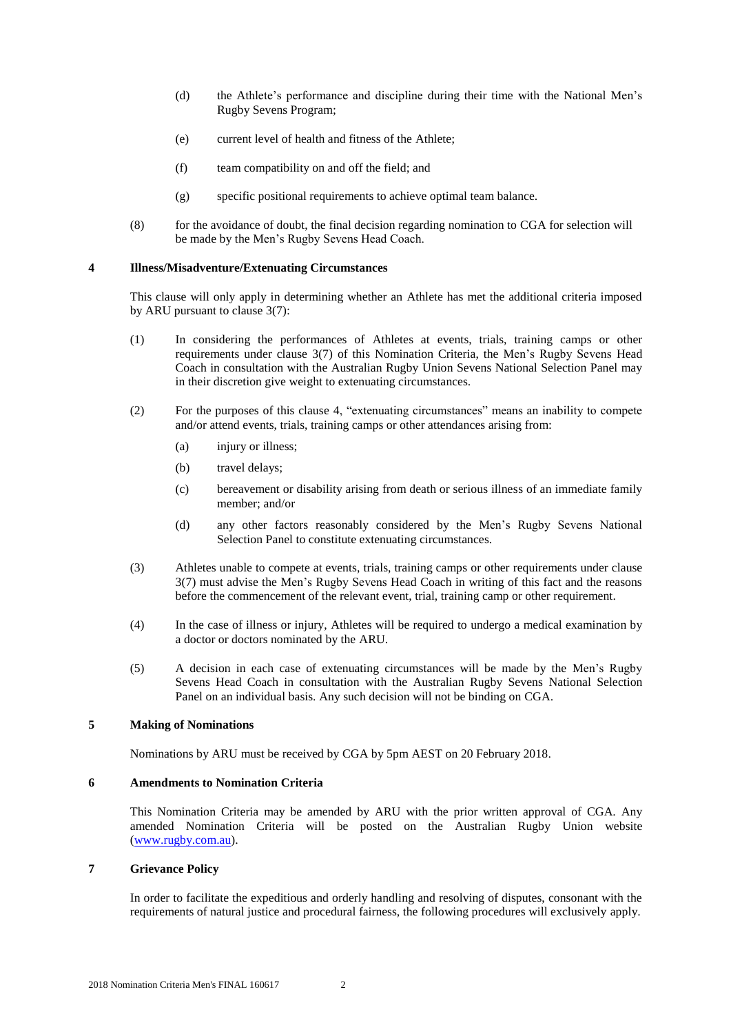(d) the Athlete's performance and discipline during their time with the National Men's Rugby Sevens Program;

(e) current level of health and fitness of the Athlete;

(f) team compatibility on and off the field; and

(g) specific positional requirements to achieve optimal team balance.

(8) for the avoidance of doubt, the final decision regarding nomination to CGA for selection will be made by the Men's Rugby Sevens Head Coach.

## 4 Illness/Misadventure/Extenuating Circumstances

This clause will only apply in determining whether an Athlete has met the additional criteria imposed by ARU pursuant to clause 3(7):

(1) In considering the performances of Athletes at events, trials, training camps or other requirements under clause 3(7) of this Nomination Criteria, the Men's Rugby Sevens Head Coach in consultation with the Australian Rugby Union Sevens National Selection Panel may in their discretion give weight to extenuating circumstances.

(2) For the purposes of this clause 4, "extenuating circumstances" means an inability to compete and/or attend events, trials, training camps or other attendances arising from:

(a) injury or illness;

(b) travel delays;

(c) bereavement or disability arising from death or serious illness of an immediate family member; and/or

(d) any other factors reasonably considered by the Men's Rugby Sevens National Selection Panel to constitute extenuating circumstances.

(3) Athletes unable to compete at events, trials, training camps or other requirements under clause 3(7) must advise the Men's Rugby Sevens Head Coach in writing of this fact and the reasons before the commencement of the relevant event, trial, training camp or other requirement.

(4) In the case of illness or injury, Athletes will be required to undergo a medical examination by a doctor or doctors nominated by the ARU.

(5) A decision in each case of extenuating circumstances will be made by the Men's Rugby Sevens Head Coach in consultation with the Australian Rugby Sevens National Selection Panel on an individual basis. Any such decision will not be binding on CGA.

## 5 Making of Nominations

Nominations by ARU must be received by CGA by 5pm AEST on 20 February 2018.

## 6 Amendments to Nomination Criteria

This Nomination Criteria may be amended by ARU with the prior written approval of CGA. Any amended Nomination Criteria will be posted on the Australian Rugby Union website (www.rugby.com.au).

## 7 Grievance Policy

In order to facilitate the expeditious and orderly handling and resolving of disputes, consonant with the requirements of natural justice and procedural fairness, the following procedures will exclusively apply.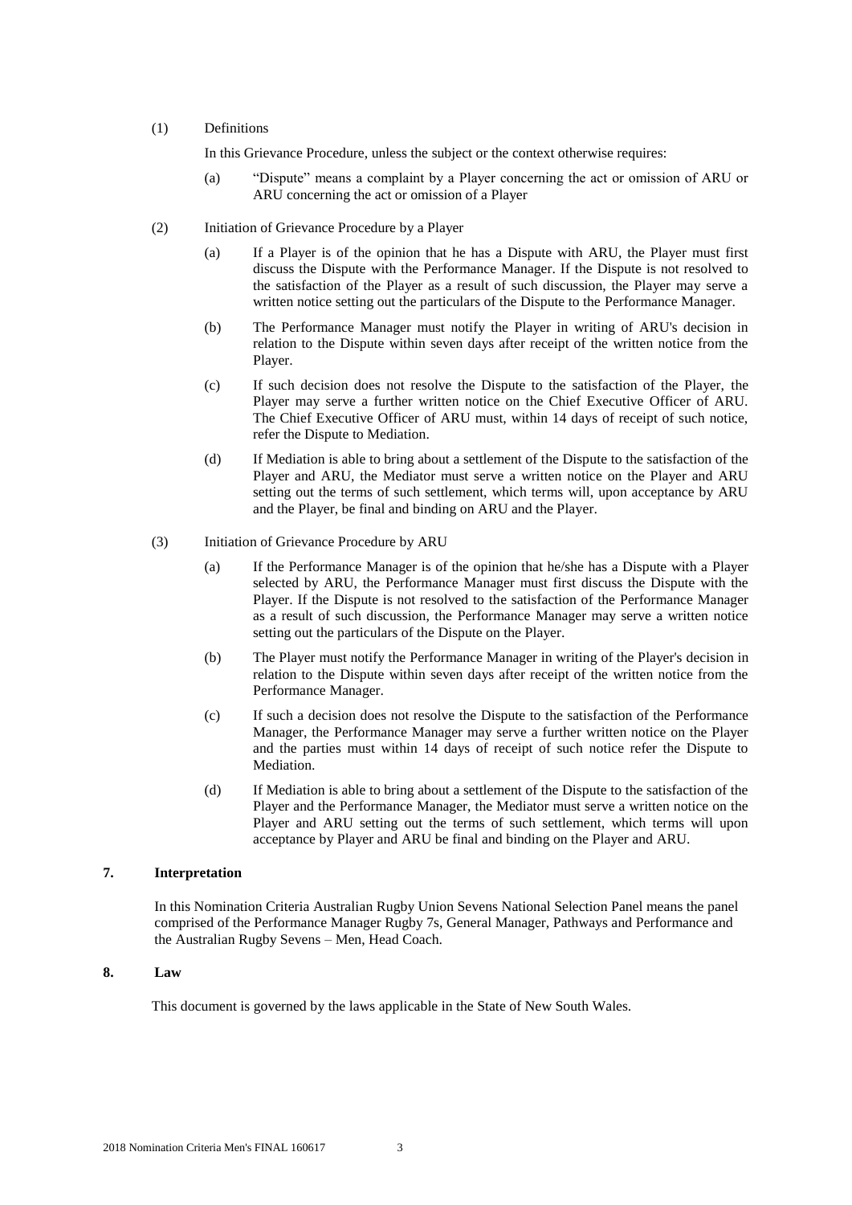(1) Definitions

In this Grievance Procedure, unless the subject or the context otherwise requires:

(a) "Dispute" means a complaint by a Player concerning the act or omission of ARU or ARU concerning the act or omission of a Player

(2) Initiation of Grievance Procedure by a Player

(a) If a Player is of the opinion that he has a Dispute with ARU, the Player must first discuss the Dispute with the Performance Manager. If the Dispute is not resolved to the satisfaction of the Player as a result of such discussion, the Player may serve a written notice setting out the particulars of the Dispute to the Performance Manager.

(b) The Performance Manager must notify the Player in writing of ARU's decision in relation to the Dispute within seven days after receipt of the written notice from the Player.

(c) If such decision does not resolve the Dispute to the satisfaction of the Player, the Player may serve a further written notice on the Chief Executive Officer of ARU. The Chief Executive Officer of ARU must, within 14 days of receipt of such notice, refer the Dispute to Mediation.

(d) If Mediation is able to bring about a settlement of the Dispute to the satisfaction of the Player and ARU, the Mediator must serve a written notice on the Player and ARU setting out the terms of such settlement, which terms will, upon acceptance by ARU and the Player, be final and binding on ARU and the Player.

(3) Initiation of Grievance Procedure by ARU

(a) If the Performance Manager is of the opinion that he/she has a Dispute with a Player selected by ARU, the Performance Manager must first discuss the Dispute with the Player. If the Dispute is not resolved to the satisfaction of the Performance Manager as a result of such discussion, the Performance Manager may serve a written notice setting out the particulars of the Dispute on the Player.

(b) The Player must notify the Performance Manager in writing of the Player's decision in relation to the Dispute within seven days after receipt of the written notice from the Performance Manager.

(c) If such a decision does not resolve the Dispute to the satisfaction of the Performance Manager, the Performance Manager may serve a further written notice on the Player and the parties must within 14 days of receipt of such notice refer the Dispute to Mediation.

(d) If Mediation is able to bring about a settlement of the Dispute to the satisfaction of the Player and the Performance Manager, the Mediator must serve a written notice on the Player and ARU setting out the terms of such settlement, which terms will upon acceptance by Player and ARU be final and binding on the Player and ARU.

## 7. Interpretation

In this Nomination Criteria Australian Rugby Union Sevens National Selection Panel means the panel comprised of the Performance Manager Rugby 7s, General Manager, Pathways and Performance and the Australian Rugby Sevens – Men, Head Coach.

## 8. Law

This document is governed by the laws applicable in the State of New South Wales.